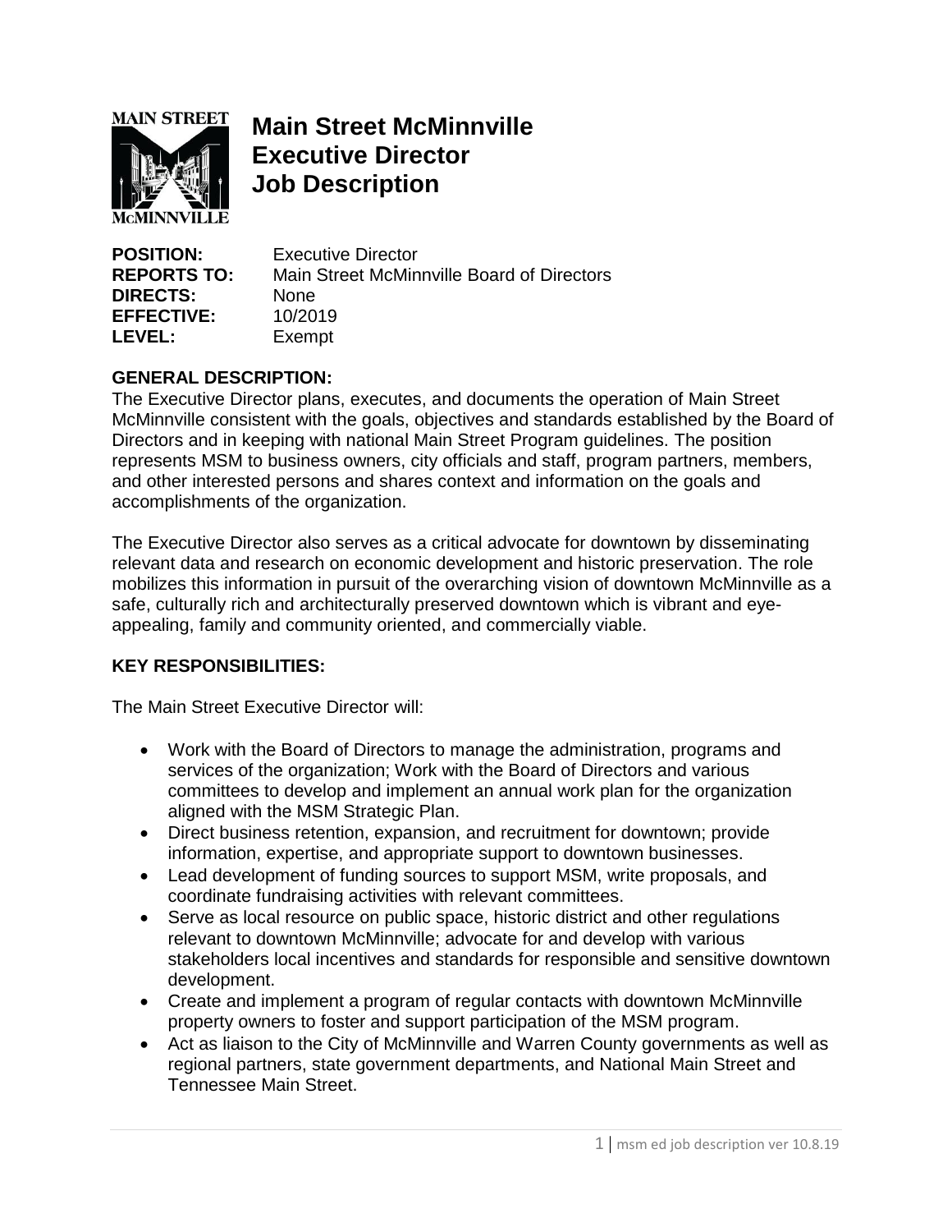# Main Street McMinnville Executive Director Job Description

**POSITION:** Executive Director
**REPORTS TO:** Main Street McMinnville Board of Directors
**DIRECTS:** None
**EFFECTIVE:** 10/2019
**LEVEL:** Exempt

## GENERAL DESCRIPTION:

The Executive Director plans, executes, and documents the operation of Main Street McMinnville consistent with the goals, objectives and standards established by the Board of Directors and in keeping with national Main Street Program guidelines. The position represents MSM to business owners, city officials and staff, program partners, members, and other interested persons and shares context and information on the goals and accomplishments of the organization.

The Executive Director also serves as a critical advocate for downtown by disseminating relevant data and research on economic development and historic preservation. The role mobilizes this information in pursuit of the overarching vision of downtown McMinnville as a safe, culturally rich and architecturally preserved downtown which is vibrant and eye-appealing, family and community oriented, and commercially viable.

## KEY RESPONSIBILITIES:

The Main Street Executive Director will:

- Work with the Board of Directors to manage the administration, programs and services of the organization; Work with the Board of Directors and various committees to develop and implement an annual work plan for the organization aligned with the MSM Strategic Plan.
- Direct business retention, expansion, and recruitment for downtown; provide information, expertise, and appropriate support to downtown businesses.
- Lead development of funding sources to support MSM, write proposals, and coordinate fundraising activities with relevant committees.
- Serve as local resource on public space, historic district and other regulations relevant to downtown McMinnville; advocate for and develop with various stakeholders local incentives and standards for responsible and sensitive downtown development.
- Create and implement a program of regular contacts with downtown McMinnville property owners to foster and support participation of the MSM program.
- Act as liaison to the City of McMinnville and Warren County governments as well as regional partners, state government departments, and National Main Street and Tennessee Main Street.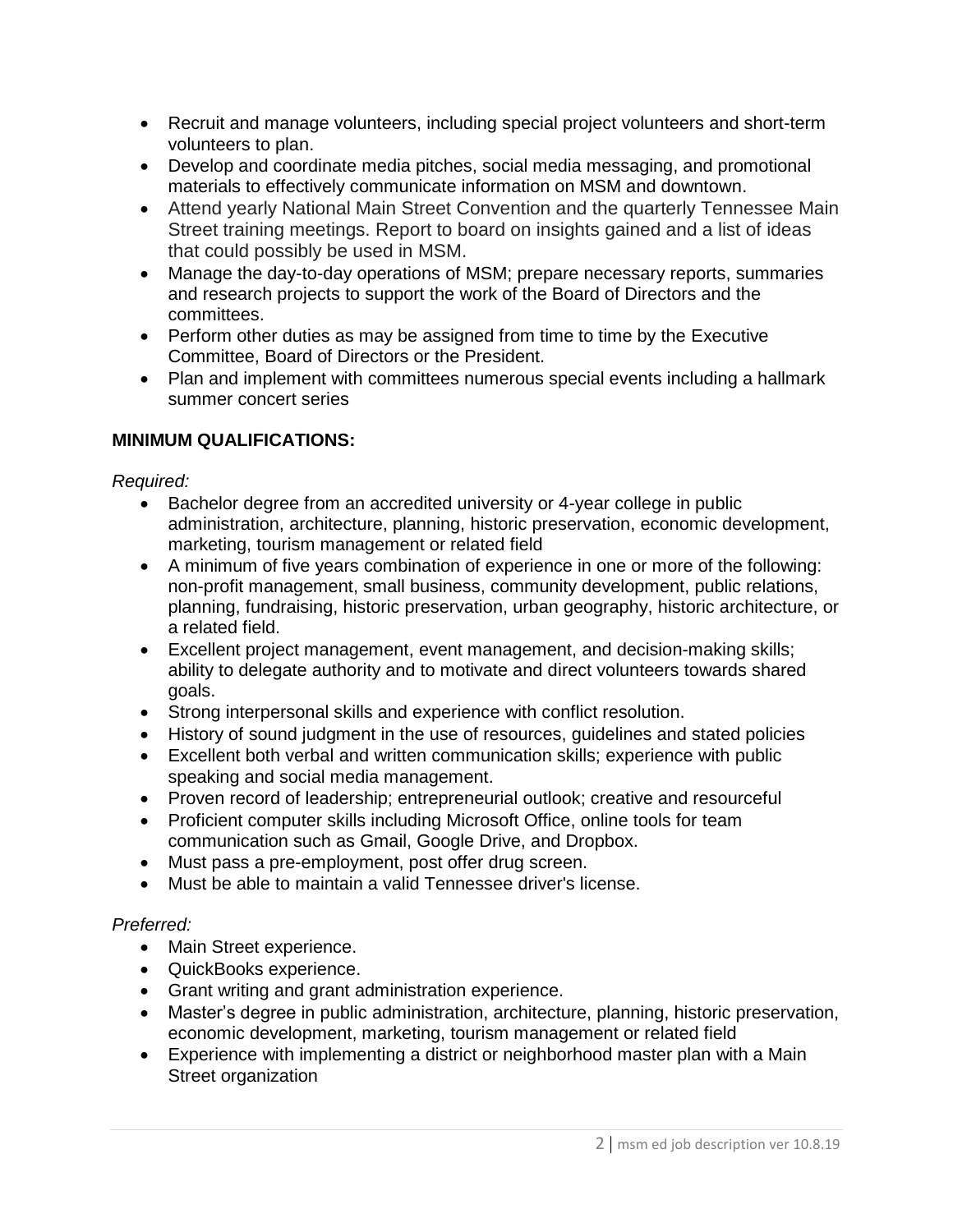- Recruit and manage volunteers, including special project volunteers and short-term volunteers to plan.
- Develop and coordinate media pitches, social media messaging, and promotional materials to effectively communicate information on MSM and downtown.
- Attend yearly National Main Street Convention and the quarterly Tennessee Main Street training meetings. Report to board on insights gained and a list of ideas that could possibly be used in MSM.
- Manage the day-to-day operations of MSM; prepare necessary reports, summaries and research projects to support the work of the Board of Directors and the committees.
- Perform other duties as may be assigned from time to time by the Executive Committee, Board of Directors or the President.
- Plan and implement with committees numerous special events including a hallmark summer concert series

**MINIMUM QUALIFICATIONS:**

*Required:*

- Bachelor degree from an accredited university or 4-year college in public administration, architecture, planning, historic preservation, economic development, marketing, tourism management or related field
- A minimum of five years combination of experience in one or more of the following: non-profit management, small business, community development, public relations, planning, fundraising, historic preservation, urban geography, historic architecture, or a related field.
- Excellent project management, event management, and decision-making skills; ability to delegate authority and to motivate and direct volunteers towards shared goals.
- Strong interpersonal skills and experience with conflict resolution.
- History of sound judgment in the use of resources, guidelines and stated policies
- Excellent both verbal and written communication skills; experience with public speaking and social media management.
- Proven record of leadership; entrepreneurial outlook; creative and resourceful
- Proficient computer skills including Microsoft Office, online tools for team communication such as Gmail, Google Drive, and Dropbox.
- Must pass a pre-employment, post offer drug screen.
- Must be able to maintain a valid Tennessee driver's license.

*Preferred:*

- Main Street experience.
- QuickBooks experience.
- Grant writing and grant administration experience.
- Master's degree in public administration, architecture, planning, historic preservation, economic development, marketing, tourism management or related field
- Experience with implementing a district or neighborhood master plan with a Main Street organization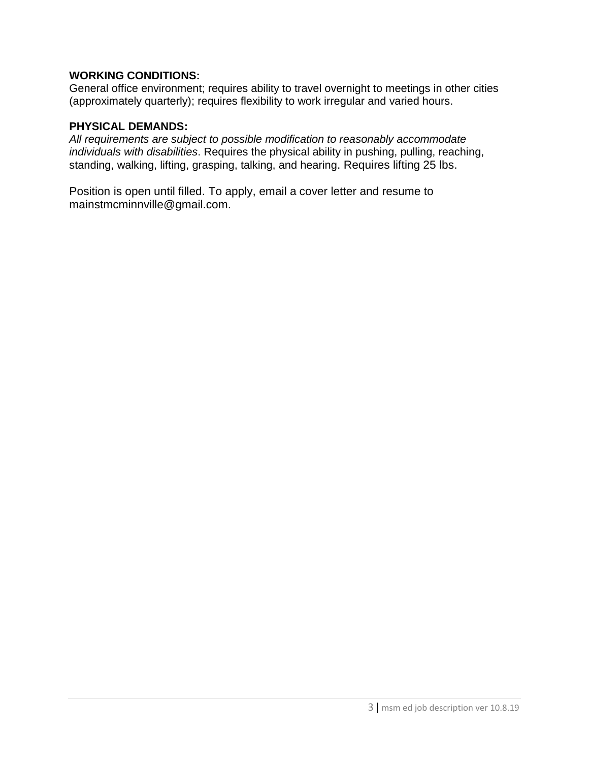**WORKING CONDITIONS:**
General office environment; requires ability to travel overnight to meetings in other cities (approximately quarterly); requires flexibility to work irregular and varied hours.

**PHYSICAL DEMANDS:**
*All requirements are subject to possible modification to reasonably accommodate individuals with disabilities*. Requires the physical ability in pushing, pulling, reaching, standing, walking, lifting, grasping, talking, and hearing. Requires lifting 25 lbs.

Position is open until filled. To apply, email a cover letter and resume to mainstmcminnville@gmail.com.